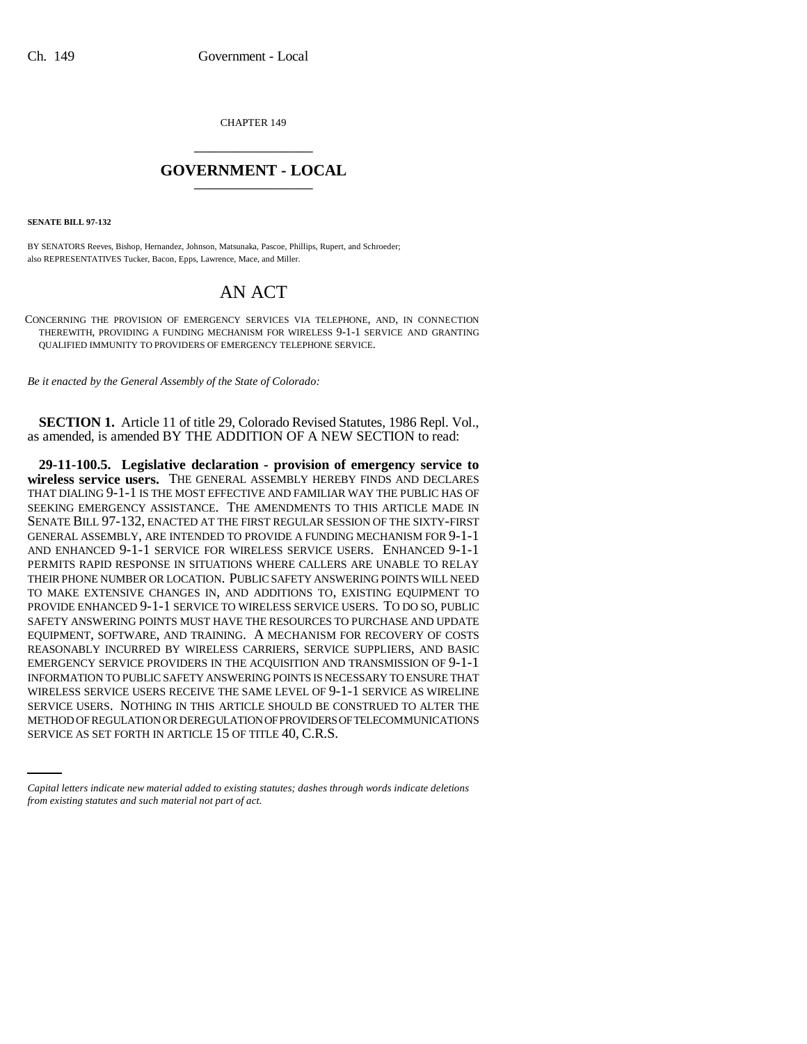CHAPTER 149

# GOVERNMENT - LOCAL

**SENATE BILL 97-132**

BY SENATORS Reeves, Bishop, Hernandez, Johnson, Matsunaka, Pascoe, Phillips, Rupert, and Schroeder; also REPRESENTATIVES Tucker, Bacon, Epps, Lawrence, Mace, and Miller.

## AN ACT

CONCERNING THE PROVISION OF EMERGENCY SERVICES VIA TELEPHONE, AND, IN CONNECTION THEREWITH, PROVIDING A FUNDING MECHANISM FOR WIRELESS 9-1-1 SERVICE AND GRANTING QUALIFIED IMMUNITY TO PROVIDERS OF EMERGENCY TELEPHONE SERVICE.

*Be it enacted by the General Assembly of the State of Colorado:*

**SECTION 1.** Article 11 of title 29, Colorado Revised Statutes, 1986 Repl. Vol., as amended, is amended BY THE ADDITION OF A NEW SECTION to read:

**29-11-100.5. Legislative declaration - provision of emergency service to wireless service users.** THE GENERAL ASSEMBLY HEREBY FINDS AND DECLARES THAT DIALING 9-1-1 IS THE MOST EFFECTIVE AND FAMILIAR WAY THE PUBLIC HAS OF SEEKING EMERGENCY ASSISTANCE. THE AMENDMENTS TO THIS ARTICLE MADE IN SENATE BILL 97-132, ENACTED AT THE FIRST REGULAR SESSION OF THE SIXTY-FIRST GENERAL ASSEMBLY, ARE INTENDED TO PROVIDE A FUNDING MECHANISM FOR 9-1-1 AND ENHANCED 9-1-1 SERVICE FOR WIRELESS SERVICE USERS. ENHANCED 9-1-1 PERMITS RAPID RESPONSE IN SITUATIONS WHERE CALLERS ARE UNABLE TO RELAY THEIR PHONE NUMBER OR LOCATION. PUBLIC SAFETY ANSWERING POINTS WILL NEED TO MAKE EXTENSIVE CHANGES IN, AND ADDITIONS TO, EXISTING EQUIPMENT TO PROVIDE ENHANCED 9-1-1 SERVICE TO WIRELESS SERVICE USERS. TO DO SO, PUBLIC SAFETY ANSWERING POINTS MUST HAVE THE RESOURCES TO PURCHASE AND UPDATE EQUIPMENT, SOFTWARE, AND TRAINING. A MECHANISM FOR RECOVERY OF COSTS REASONABLY INCURRED BY WIRELESS CARRIERS, SERVICE SUPPLIERS, AND BASIC EMERGENCY SERVICE PROVIDERS IN THE ACQUISITION AND TRANSMISSION OF 9-1-1 INFORMATION TO PUBLIC SAFETY ANSWERING POINTS IS NECESSARY TO ENSURE THAT WIRELESS SERVICE USERS RECEIVE THE SAME LEVEL OF 9-1-1 SERVICE AS WIRELINE SERVICE USERS. NOTHING IN THIS ARTICLE SHOULD BE CONSTRUED TO ALTER THE METHOD OF REGULATION OR DEREGULATION OF PROVIDERS OF TELECOMMUNICATIONS SERVICE AS SET FORTH IN ARTICLE 15 OF TITLE 40, C.R.S.

*Capital letters indicate new material added to existing statutes; dashes through words indicate deletions from existing statutes and such material not part of act.*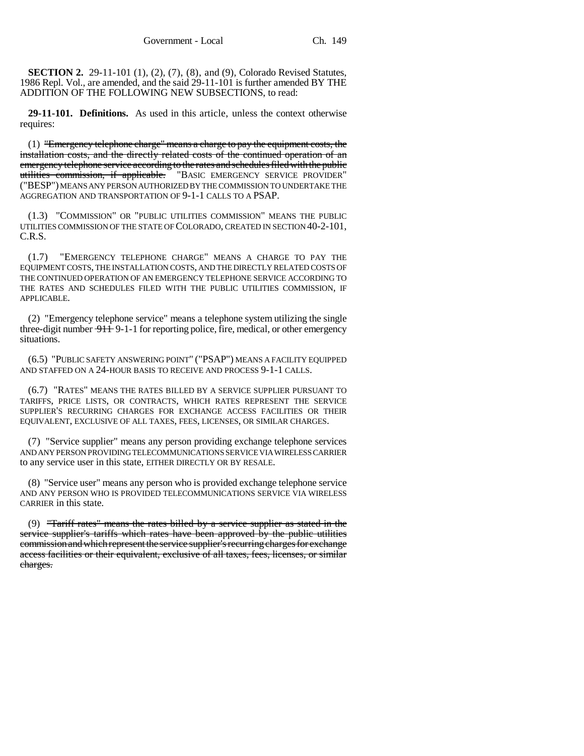**SECTION 2.** 29-11-101 (1), (2), (7), (8), and (9), Colorado Revised Statutes, 1986 Repl. Vol., are amended, and the said 29-11-101 is further amended BY THE ADDITION OF THE FOLLOWING NEW SUBSECTIONS, to read:

**29-11-101. Definitions.** As used in this article, unless the context otherwise requires:

(1) ~~"Emergency telephone charge" means a charge to pay the equipment costs, the installation costs, and the directly related costs of the continued operation of an emergency telephone service according to the rates and schedules filed with the public utilities commission, if applicable.~~ "BASIC EMERGENCY SERVICE PROVIDER" ("BESP") MEANS ANY PERSON AUTHORIZED BY THE COMMISSION TO UNDERTAKE THE AGGREGATION AND TRANSPORTATION OF 9-1-1 CALLS TO A PSAP.

(1.3) "COMMISSION" OR "PUBLIC UTILITIES COMMISSION" MEANS THE PUBLIC UTILITIES COMMISSION OF THE STATE OF COLORADO, CREATED IN SECTION 40-2-101, C.R.S.

(1.7) "EMERGENCY TELEPHONE CHARGE" MEANS A CHARGE TO PAY THE EQUIPMENT COSTS, THE INSTALLATION COSTS, AND THE DIRECTLY RELATED COSTS OF THE CONTINUED OPERATION OF AN EMERGENCY TELEPHONE SERVICE ACCORDING TO THE RATES AND SCHEDULES FILED WITH THE PUBLIC UTILITIES COMMISSION, IF APPLICABLE.

(2) "Emergency telephone service" means a telephone system utilizing the single three-digit number ~~911~~ 9-1-1 for reporting police, fire, medical, or other emergency situations.

(6.5) "PUBLIC SAFETY ANSWERING POINT" ("PSAP") MEANS A FACILITY EQUIPPED AND STAFFED ON A 24-HOUR BASIS TO RECEIVE AND PROCESS 9-1-1 CALLS.

(6.7) "RATES" MEANS THE RATES BILLED BY A SERVICE SUPPLIER PURSUANT TO TARIFFS, PRICE LISTS, OR CONTRACTS, WHICH RATES REPRESENT THE SERVICE SUPPLIER'S RECURRING CHARGES FOR EXCHANGE ACCESS FACILITIES OR THEIR EQUIVALENT, EXCLUSIVE OF ALL TAXES, FEES, LICENSES, OR SIMILAR CHARGES.

(7) "Service supplier" means any person providing exchange telephone services AND ANY PERSON PROVIDING TELECOMMUNICATIONS SERVICE VIA WIRELESS CARRIER to any service user in this state, EITHER DIRECTLY OR BY RESALE.

(8) "Service user" means any person who is provided exchange telephone service AND ANY PERSON WHO IS PROVIDED TELECOMMUNICATIONS SERVICE VIA WIRELESS CARRIER in this state.

(9) ~~"Tariff rates" means the rates billed by a service supplier as stated in the service supplier's tariffs which rates have been approved by the public utilities commission and which represent the service supplier's recurring charges for exchange access facilities or their equivalent, exclusive of all taxes, fees, licenses, or similar charges.~~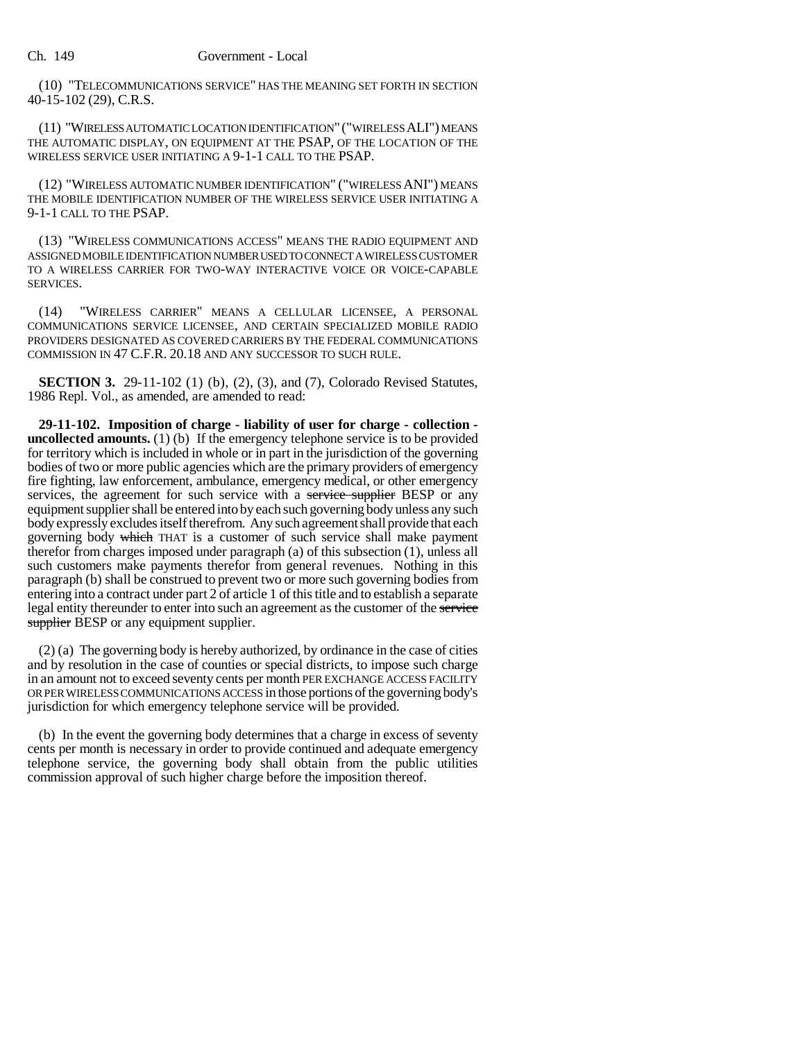(10) "TELECOMMUNICATIONS SERVICE" HAS THE MEANING SET FORTH IN SECTION 40-15-102 (29), C.R.S.

(11) "WIRELESS AUTOMATIC LOCATION IDENTIFICATION" ("WIRELESS ALI") MEANS THE AUTOMATIC DISPLAY, ON EQUIPMENT AT THE PSAP, OF THE LOCATION OF THE WIRELESS SERVICE USER INITIATING A 9-1-1 CALL TO THE PSAP.

(12) "WIRELESS AUTOMATIC NUMBER IDENTIFICATION" ("WIRELESS ANI") MEANS THE MOBILE IDENTIFICATION NUMBER OF THE WIRELESS SERVICE USER INITIATING A 9-1-1 CALL TO THE PSAP.

(13) "WIRELESS COMMUNICATIONS ACCESS" MEANS THE RADIO EQUIPMENT AND ASSIGNED MOBILE IDENTIFICATION NUMBER USED TO CONNECT A WIRELESS CUSTOMER TO A WIRELESS CARRIER FOR TWO-WAY INTERACTIVE VOICE OR VOICE-CAPABLE SERVICES.

(14) "WIRELESS CARRIER" MEANS A CELLULAR LICENSEE, A PERSONAL COMMUNICATIONS SERVICE LICENSEE, AND CERTAIN SPECIALIZED MOBILE RADIO PROVIDERS DESIGNATED AS COVERED CARRIERS BY THE FEDERAL COMMUNICATIONS COMMISSION IN 47 C.F.R. 20.18 AND ANY SUCCESSOR TO SUCH RULE.

**SECTION 3.** 29-11-102 (1) (b), (2), (3), and (7), Colorado Revised Statutes, 1986 Repl. Vol., as amended, are amended to read:

**29-11-102. Imposition of charge - liability of user for charge - collection - uncollected amounts.** (1) (b) If the emergency telephone service is to be provided for territory which is included in whole or in part in the jurisdiction of the governing bodies of two or more public agencies which are the primary providers of emergency fire fighting, law enforcement, ambulance, emergency medical, or other emergency services, the agreement for such service with a ~~service supplier~~ BESP or any equipment supplier shall be entered into by each such governing body unless any such body expressly excludes itself therefrom. Any such agreement shall provide that each governing body ~~which~~ THAT is a customer of such service shall make payment therefor from charges imposed under paragraph (a) of this subsection (1), unless all such customers make payments therefor from general revenues. Nothing in this paragraph (b) shall be construed to prevent two or more such governing bodies from entering into a contract under part 2 of article 1 of this title and to establish a separate legal entity thereunder to enter into such an agreement as the customer of the ~~service supplier~~ BESP or any equipment supplier.

(2) (a) The governing body is hereby authorized, by ordinance in the case of cities and by resolution in the case of counties or special districts, to impose such charge in an amount not to exceed seventy cents per month PER EXCHANGE ACCESS FACILITY OR PER WIRELESS COMMUNICATIONS ACCESS in those portions of the governing body's jurisdiction for which emergency telephone service will be provided.

(b) In the event the governing body determines that a charge in excess of seventy cents per month is necessary in order to provide continued and adequate emergency telephone service, the governing body shall obtain from the public utilities commission approval of such higher charge before the imposition thereof.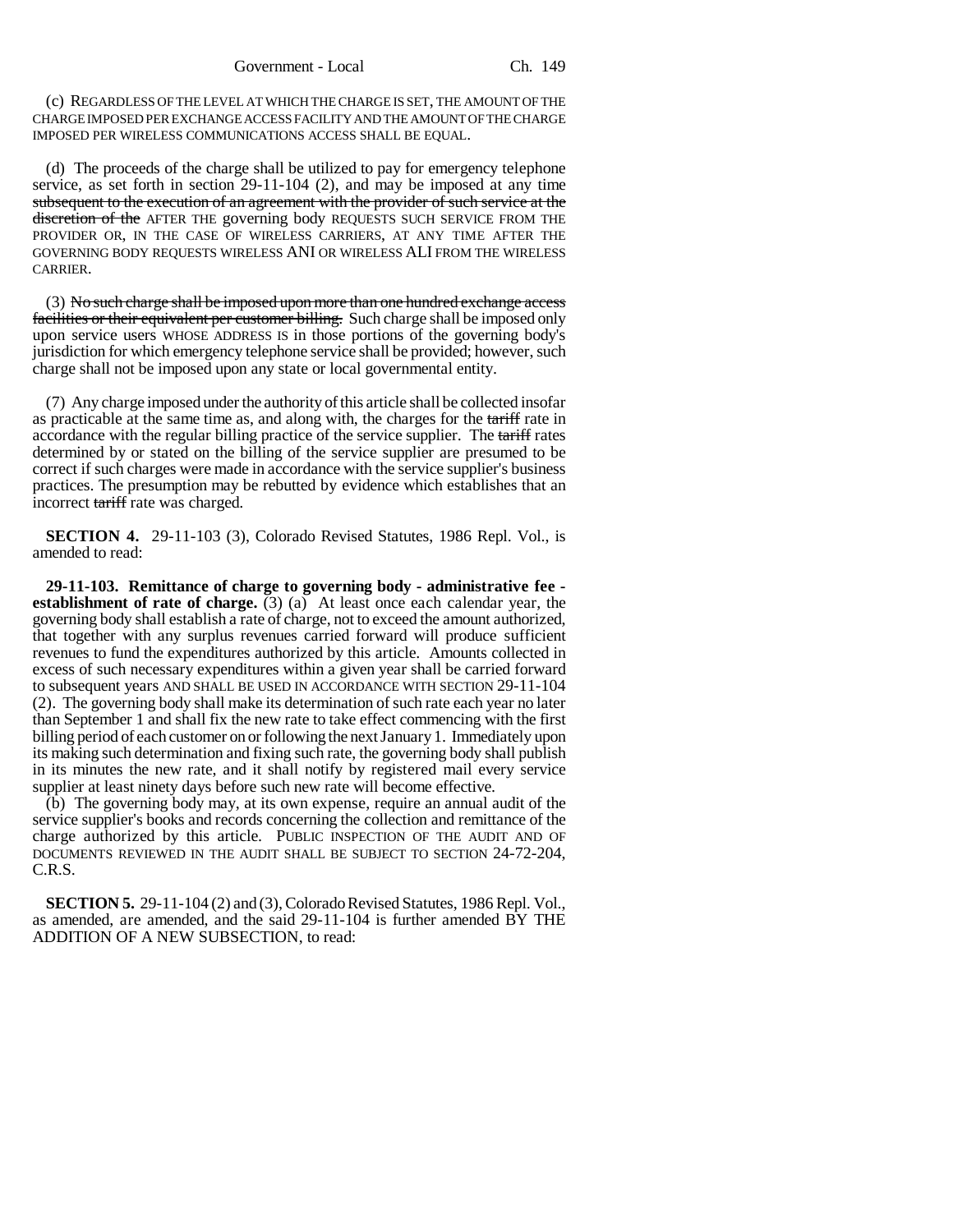(c) REGARDLESS OF THE LEVEL AT WHICH THE CHARGE IS SET, THE AMOUNT OF THE CHARGE IMPOSED PER EXCHANGE ACCESS FACILITY AND THE AMOUNT OF THE CHARGE IMPOSED PER WIRELESS COMMUNICATIONS ACCESS SHALL BE EQUAL.

(d) The proceeds of the charge shall be utilized to pay for emergency telephone service, as set forth in section 29-11-104 (2), and may be imposed at any time ~~subsequent to the execution of an agreement with the provider of such service at the discretion of the~~ AFTER THE governing body REQUESTS SUCH SERVICE FROM THE PROVIDER OR, IN THE CASE OF WIRELESS CARRIERS, AT ANY TIME AFTER THE GOVERNING BODY REQUESTS WIRELESS ANI OR WIRELESS ALI FROM THE WIRELESS CARRIER.

(3) ~~No such charge shall be imposed upon more than one hundred exchange access facilities or their equivalent per customer billing.~~ Such charge shall be imposed only upon service users WHOSE ADDRESS IS in those portions of the governing body's jurisdiction for which emergency telephone service shall be provided; however, such charge shall not be imposed upon any state or local governmental entity.

(7) Any charge imposed under the authority of this article shall be collected insofar as practicable at the same time as, and along with, the charges for the ~~tariff~~ rate in accordance with the regular billing practice of the service supplier. The ~~tariff~~ rates determined by or stated on the billing of the service supplier are presumed to be correct if such charges were made in accordance with the service supplier's business practices. The presumption may be rebutted by evidence which establishes that an incorrect ~~tariff~~ rate was charged.

**SECTION 4.** 29-11-103 (3), Colorado Revised Statutes, 1986 Repl. Vol., is amended to read:

**29-11-103. Remittance of charge to governing body - administrative fee - establishment of rate of charge.** (3) (a) At least once each calendar year, the governing body shall establish a rate of charge, not to exceed the amount authorized, that together with any surplus revenues carried forward will produce sufficient revenues to fund the expenditures authorized by this article. Amounts collected in excess of such necessary expenditures within a given year shall be carried forward to subsequent years AND SHALL BE USED IN ACCORDANCE WITH SECTION 29-11-104 (2). The governing body shall make its determination of such rate each year no later than September 1 and shall fix the new rate to take effect commencing with the first billing period of each customer on or following the next January 1. Immediately upon its making such determination and fixing such rate, the governing body shall publish in its minutes the new rate, and it shall notify by registered mail every service supplier at least ninety days before such new rate will become effective.

(b) The governing body may, at its own expense, require an annual audit of the service supplier's books and records concerning the collection and remittance of the charge authorized by this article. PUBLIC INSPECTION OF THE AUDIT AND OF DOCUMENTS REVIEWED IN THE AUDIT SHALL BE SUBJECT TO SECTION 24-72-204, C.R.S.

**SECTION 5.** 29-11-104 (2) and (3), Colorado Revised Statutes, 1986 Repl. Vol., as amended, are amended, and the said 29-11-104 is further amended BY THE ADDITION OF A NEW SUBSECTION, to read: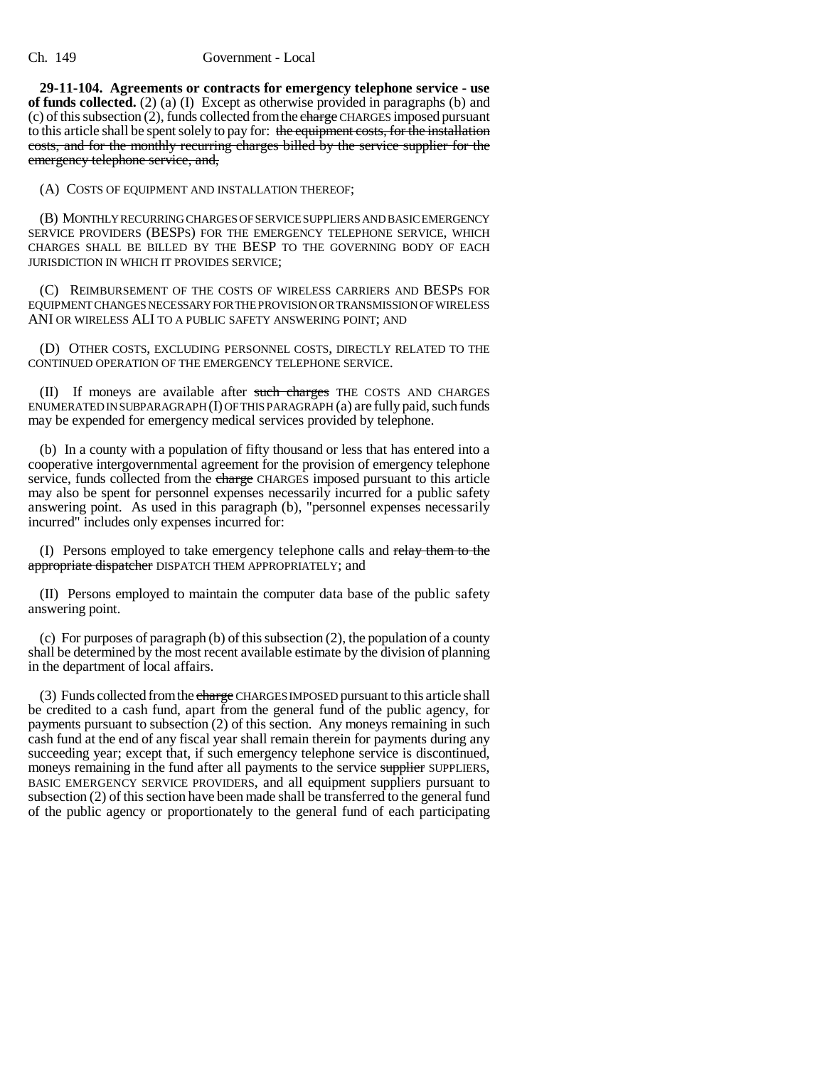**29-11-104. Agreements or contracts for emergency telephone service - use of funds collected.** (2) (a) (I) Except as otherwise provided in paragraphs (b) and (c) of this subsection (2), funds collected from the ~~charge~~ CHARGES imposed pursuant to this article shall be spent solely to pay for: ~~the equipment costs, for the installation costs, and for the monthly recurring charges billed by the service supplier for the emergency telephone service, and,~~

(A) COSTS OF EQUIPMENT AND INSTALLATION THEREOF;

(B) MONTHLY RECURRING CHARGES OF SERVICE SUPPLIERS AND BASIC EMERGENCY SERVICE PROVIDERS (BESPS) FOR THE EMERGENCY TELEPHONE SERVICE, WHICH CHARGES SHALL BE BILLED BY THE BESP TO THE GOVERNING BODY OF EACH JURISDICTION IN WHICH IT PROVIDES SERVICE;

(C) REIMBURSEMENT OF THE COSTS OF WIRELESS CARRIERS AND BESPS FOR EQUIPMENT CHANGES NECESSARY FOR THE PROVISION OR TRANSMISSION OF WIRELESS ANI OR WIRELESS ALI TO A PUBLIC SAFETY ANSWERING POINT; AND

(D) OTHER COSTS, EXCLUDING PERSONNEL COSTS, DIRECTLY RELATED TO THE CONTINUED OPERATION OF THE EMERGENCY TELEPHONE SERVICE.

(II) If moneys are available after ~~such charges~~ THE COSTS AND CHARGES ENUMERATED IN SUBPARAGRAPH (I) OF THIS PARAGRAPH (a) are fully paid, such funds may be expended for emergency medical services provided by telephone.

(b) In a county with a population of fifty thousand or less that has entered into a cooperative intergovernmental agreement for the provision of emergency telephone service, funds collected from the ~~charge~~ CHARGES imposed pursuant to this article may also be spent for personnel expenses necessarily incurred for a public safety answering point. As used in this paragraph (b), "personnel expenses necessarily incurred" includes only expenses incurred for:

(I) Persons employed to take emergency telephone calls and ~~relay them to the appropriate dispatcher~~ DISPATCH THEM APPROPRIATELY; and

(II) Persons employed to maintain the computer data base of the public safety answering point.

(c) For purposes of paragraph (b) of this subsection (2), the population of a county shall be determined by the most recent available estimate by the division of planning in the department of local affairs.

(3) Funds collected from the ~~charge~~ CHARGES IMPOSED pursuant to this article shall be credited to a cash fund, apart from the general fund of the public agency, for payments pursuant to subsection (2) of this section. Any moneys remaining in such cash fund at the end of any fiscal year shall remain therein for payments during any succeeding year; except that, if such emergency telephone service is discontinued, moneys remaining in the fund after all payments to the service ~~supplier~~ SUPPLIERS, BASIC EMERGENCY SERVICE PROVIDERS, and all equipment suppliers pursuant to subsection (2) of this section have been made shall be transferred to the general fund of the public agency or proportionately to the general fund of each participating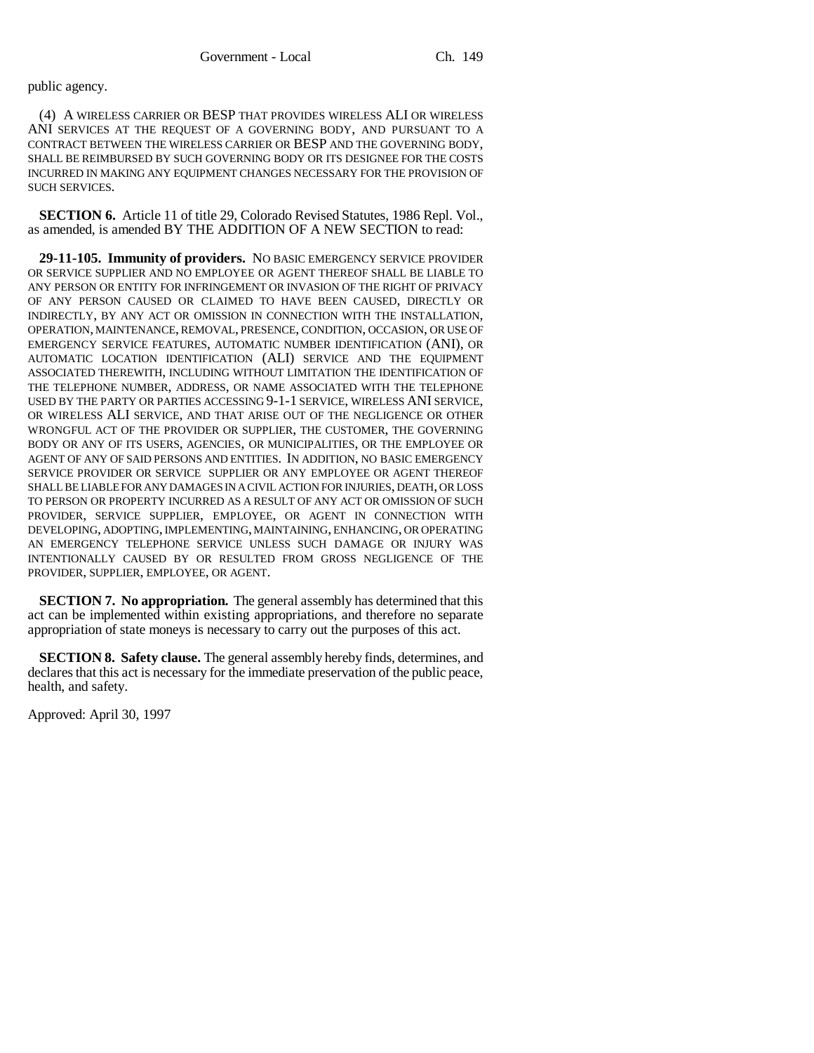public agency.

(4) A WIRELESS CARRIER OR BESP THAT PROVIDES WIRELESS ALI OR WIRELESS ANI SERVICES AT THE REQUEST OF A GOVERNING BODY, AND PURSUANT TO A CONTRACT BETWEEN THE WIRELESS CARRIER OR BESP AND THE GOVERNING BODY, SHALL BE REIMBURSED BY SUCH GOVERNING BODY OR ITS DESIGNEE FOR THE COSTS INCURRED IN MAKING ANY EQUIPMENT CHANGES NECESSARY FOR THE PROVISION OF SUCH SERVICES.

**SECTION 6.** Article 11 of title 29, Colorado Revised Statutes, 1986 Repl. Vol., as amended, is amended BY THE ADDITION OF A NEW SECTION to read:

**29-11-105. Immunity of providers.** NO BASIC EMERGENCY SERVICE PROVIDER OR SERVICE SUPPLIER AND NO EMPLOYEE OR AGENT THEREOF SHALL BE LIABLE TO ANY PERSON OR ENTITY FOR INFRINGEMENT OR INVASION OF THE RIGHT OF PRIVACY OF ANY PERSON CAUSED OR CLAIMED TO HAVE BEEN CAUSED, DIRECTLY OR INDIRECTLY, BY ANY ACT OR OMISSION IN CONNECTION WITH THE INSTALLATION, OPERATION, MAINTENANCE, REMOVAL, PRESENCE, CONDITION, OCCASION, OR USE OF EMERGENCY SERVICE FEATURES, AUTOMATIC NUMBER IDENTIFICATION (ANI), OR AUTOMATIC LOCATION IDENTIFICATION (ALI) SERVICE AND THE EQUIPMENT ASSOCIATED THEREWITH, INCLUDING WITHOUT LIMITATION THE IDENTIFICATION OF THE TELEPHONE NUMBER, ADDRESS, OR NAME ASSOCIATED WITH THE TELEPHONE USED BY THE PARTY OR PARTIES ACCESSING 9-1-1 SERVICE, WIRELESS ANI SERVICE, OR WIRELESS ALI SERVICE, AND THAT ARISE OUT OF THE NEGLIGENCE OR OTHER WRONGFUL ACT OF THE PROVIDER OR SUPPLIER, THE CUSTOMER, THE GOVERNING BODY OR ANY OF ITS USERS, AGENCIES, OR MUNICIPALITIES, OR THE EMPLOYEE OR AGENT OF ANY OF SAID PERSONS AND ENTITIES. IN ADDITION, NO BASIC EMERGENCY SERVICE PROVIDER OR SERVICE SUPPLIER OR ANY EMPLOYEE OR AGENT THEREOF SHALL BE LIABLE FOR ANY DAMAGES IN A CIVIL ACTION FOR INJURIES, DEATH, OR LOSS TO PERSON OR PROPERTY INCURRED AS A RESULT OF ANY ACT OR OMISSION OF SUCH PROVIDER, SERVICE SUPPLIER, EMPLOYEE, OR AGENT IN CONNECTION WITH DEVELOPING, ADOPTING, IMPLEMENTING, MAINTAINING, ENHANCING, OR OPERATING AN EMERGENCY TELEPHONE SERVICE UNLESS SUCH DAMAGE OR INJURY WAS INTENTIONALLY CAUSED BY OR RESULTED FROM GROSS NEGLIGENCE OF THE PROVIDER, SUPPLIER, EMPLOYEE, OR AGENT.

**SECTION 7. No appropriation.** The general assembly has determined that this act can be implemented within existing appropriations, and therefore no separate appropriation of state moneys is necessary to carry out the purposes of this act.

**SECTION 8. Safety clause.** The general assembly hereby finds, determines, and declares that this act is necessary for the immediate preservation of the public peace, health, and safety.

Approved: April 30, 1997